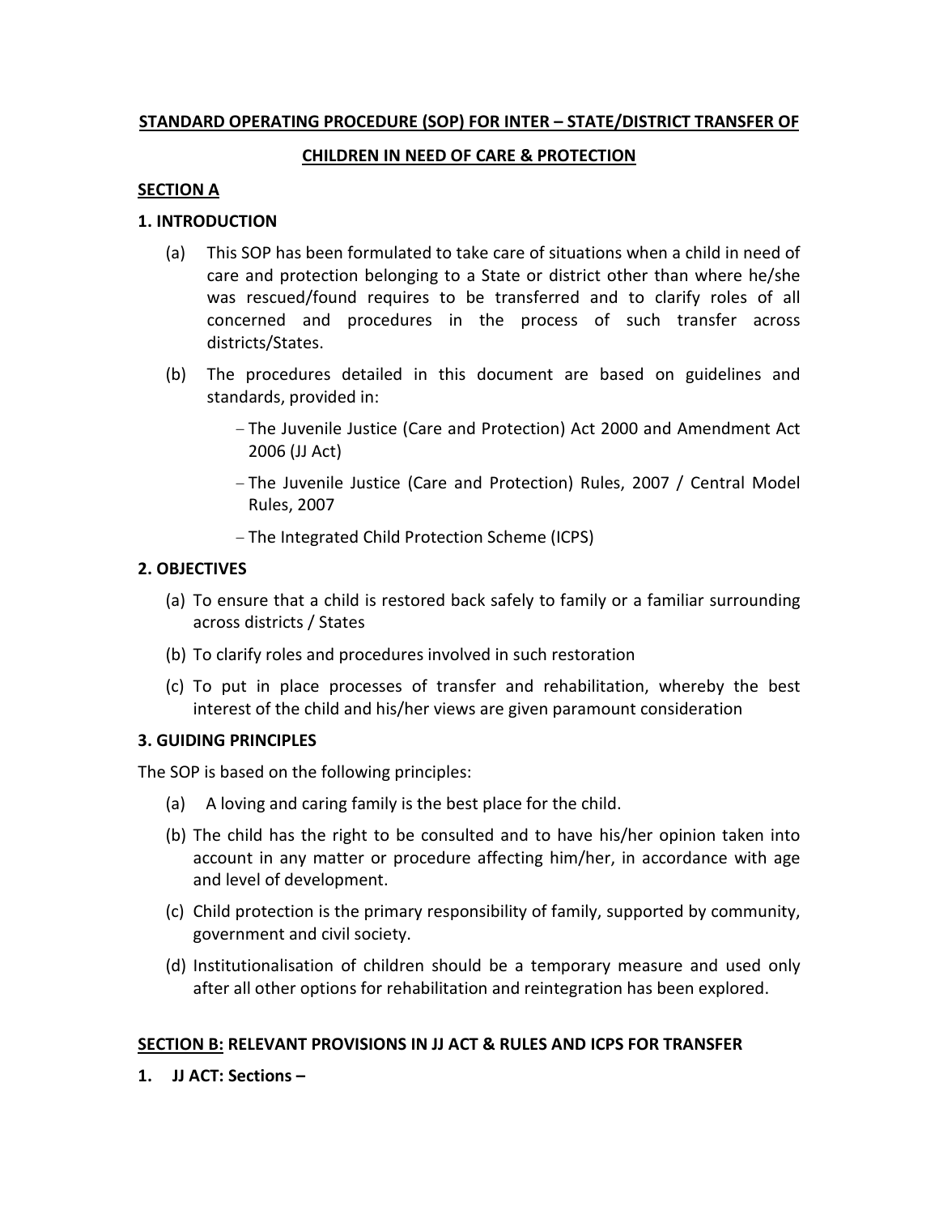# STANDARD OPERATING PROCEDURE (SOP) FOR INTER – STATE/DISTRICT TRANSFER OF CHILDREN IN NEED OF CARE & PROTECTION

## SECTION A

### 1. INTRODUCTION

(a) This SOP has been formulated to take care of situations when a child in need of care and protection belonging to a State or district other than where he/she was rescued/found requires to be transferred and to clarify roles of all concerned and procedures in the process of such transfer across districts/States.

(b) The procedures detailed in this document are based on guidelines and standards, provided in:

- The Juvenile Justice (Care and Protection) Act 2000 and Amendment Act 2006 (JJ Act)
- The Juvenile Justice (Care and Protection) Rules, 2007 / Central Model Rules, 2007
- The Integrated Child Protection Scheme (ICPS)

### 2. OBJECTIVES

(a) To ensure that a child is restored back safely to family or a familiar surrounding across districts / States

(b) To clarify roles and procedures involved in such restoration

(c) To put in place processes of transfer and rehabilitation, whereby the best interest of the child and his/her views are given paramount consideration

### 3. GUIDING PRINCIPLES

The SOP is based on the following principles:

(a) A loving and caring family is the best place for the child.

(b) The child has the right to be consulted and to have his/her opinion taken into account in any matter or procedure affecting him/her, in accordance with age and level of development.

(c) Child protection is the primary responsibility of family, supported by community, government and civil society.

(d) Institutionalisation of children should be a temporary measure and used only after all other options for rehabilitation and reintegration has been explored.

## SECTION B: RELEVANT PROVISIONS IN JJ ACT & RULES AND ICPS FOR TRANSFER

### 1. JJ ACT: Sections –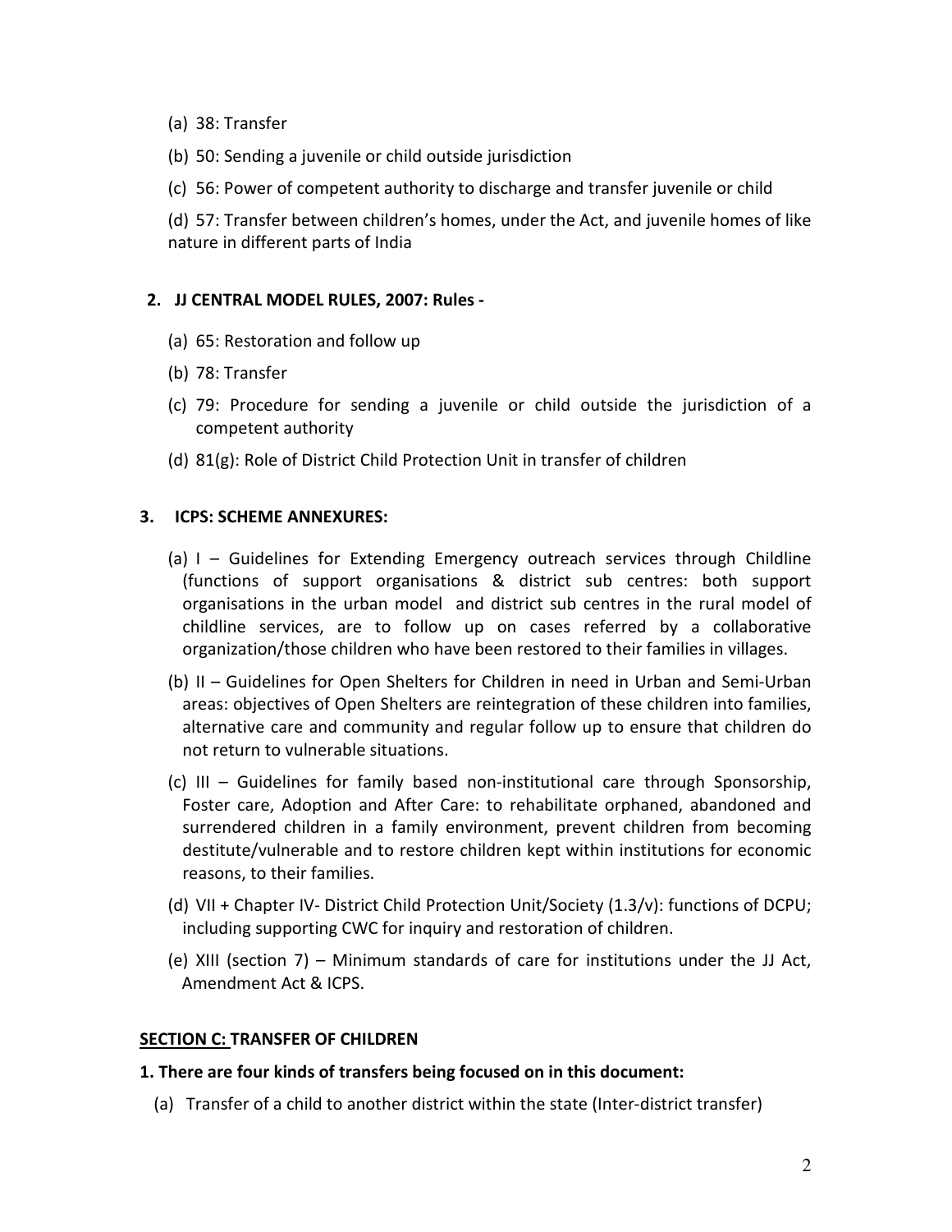(a) 38: Transfer

(b) 50: Sending a juvenile or child outside jurisdiction

(c) 56: Power of competent authority to discharge and transfer juvenile or child

(d) 57: Transfer between children's homes, under the Act, and juvenile homes of like nature in different parts of India

**2. JJ CENTRAL MODEL RULES, 2007: Rules -**

(a) 65: Restoration and follow up

(b) 78: Transfer

(c) 79: Procedure for sending a juvenile or child outside the jurisdiction of a competent authority

(d) 81(g): Role of District Child Protection Unit in transfer of children

**3. ICPS: SCHEME ANNEXURES:**

(a) I – Guidelines for Extending Emergency outreach services through Childline (functions of support organisations & district sub centres: both support organisations in the urban model and district sub centres in the rural model of childline services, are to follow up on cases referred by a collaborative organization/those children who have been restored to their families in villages.

(b) II – Guidelines for Open Shelters for Children in need in Urban and Semi-Urban areas: objectives of Open Shelters are reintegration of these children into families, alternative care and community and regular follow up to ensure that children do not return to vulnerable situations.

(c) III – Guidelines for family based non-institutional care through Sponsorship, Foster care, Adoption and After Care: to rehabilitate orphaned, abandoned and surrendered children in a family environment, prevent children from becoming destitute/vulnerable and to restore children kept within institutions for economic reasons, to their families.

(d) VII + Chapter IV- District Child Protection Unit/Society (1.3/v): functions of DCPU; including supporting CWC for inquiry and restoration of children.

(e) XIII (section 7) – Minimum standards of care for institutions under the JJ Act, Amendment Act & ICPS.

## SECTION C: TRANSFER OF CHILDREN

**1. There are four kinds of transfers being focused on in this document:**

(a) Transfer of a child to another district within the state (Inter-district transfer)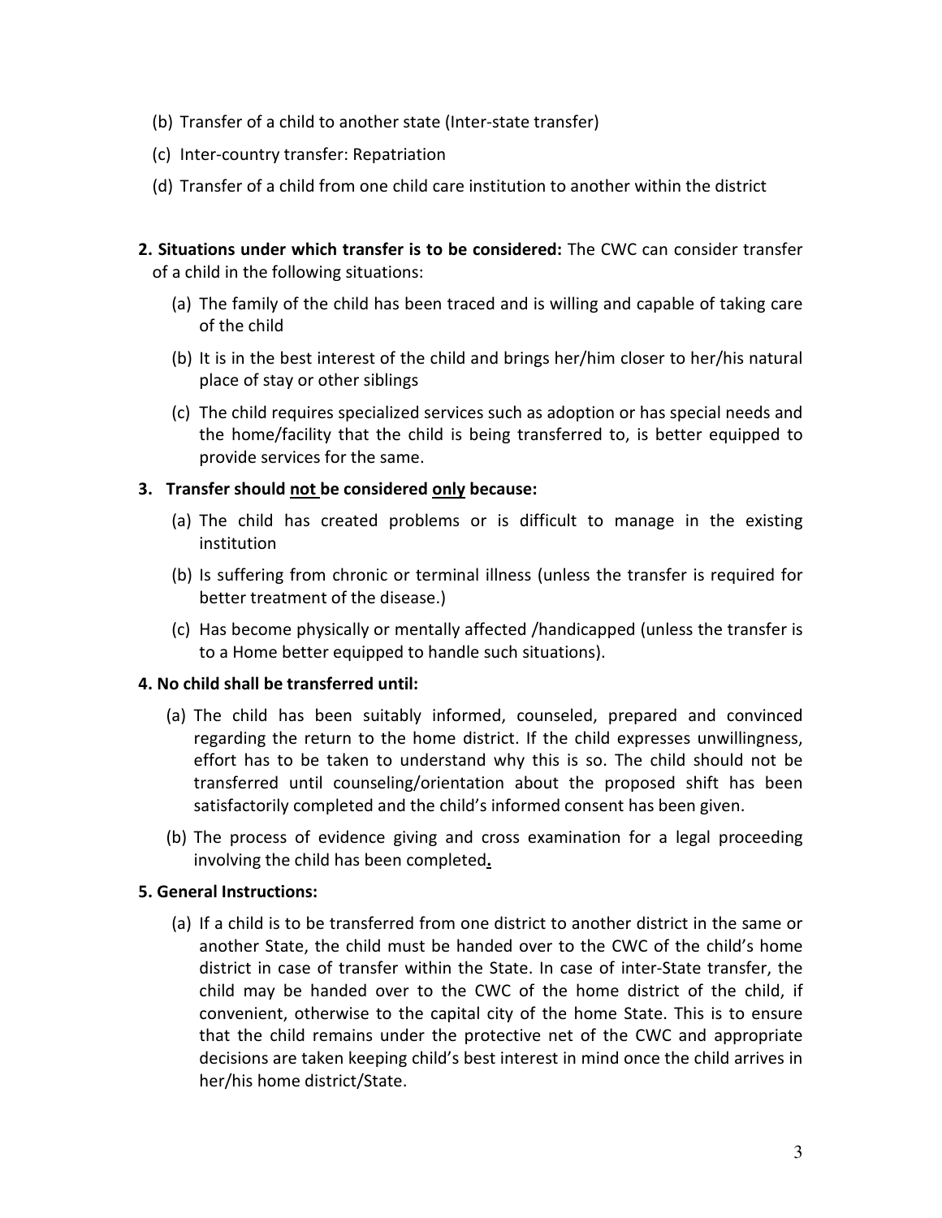(b) Transfer of a child to another state (Inter-state transfer)

(c) Inter-country transfer: Repatriation

(d) Transfer of a child from one child care institution to another within the district

**2. Situations under which transfer is to be considered:** The CWC can consider transfer of a child in the following situations:

(a) The family of the child has been traced and is willing and capable of taking care of the child

(b) It is in the best interest of the child and brings her/him closer to her/his natural place of stay or other siblings

(c) The child requires specialized services such as adoption or has special needs and the home/facility that the child is being transferred to, is better equipped to provide services for the same.

**3. Transfer should <u>not</u> be considered <u>only</u> because:**

(a) The child has created problems or is difficult to manage in the existing institution

(b) Is suffering from chronic or terminal illness (unless the transfer is required for better treatment of the disease.)

(c) Has become physically or mentally affected /handicapped (unless the transfer is to a Home better equipped to handle such situations).

**4. No child shall be transferred until:**

(a) The child has been suitably informed, counseled, prepared and convinced regarding the return to the home district. If the child expresses unwillingness, effort has to be taken to understand why this is so. The child should not be transferred until counseling/orientation about the proposed shift has been satisfactorily completed and the child's informed consent has been given.

(b) The process of evidence giving and cross examination for a legal proceeding involving the child has been completed.

**5. General Instructions:**

(a) If a child is to be transferred from one district to another district in the same or another State, the child must be handed over to the CWC of the child's home district in case of transfer within the State. In case of inter-State transfer, the child may be handed over to the CWC of the home district of the child, if convenient, otherwise to the capital city of the home State. This is to ensure that the child remains under the protective net of the CWC and appropriate decisions are taken keeping child's best interest in mind once the child arrives in her/his home district/State.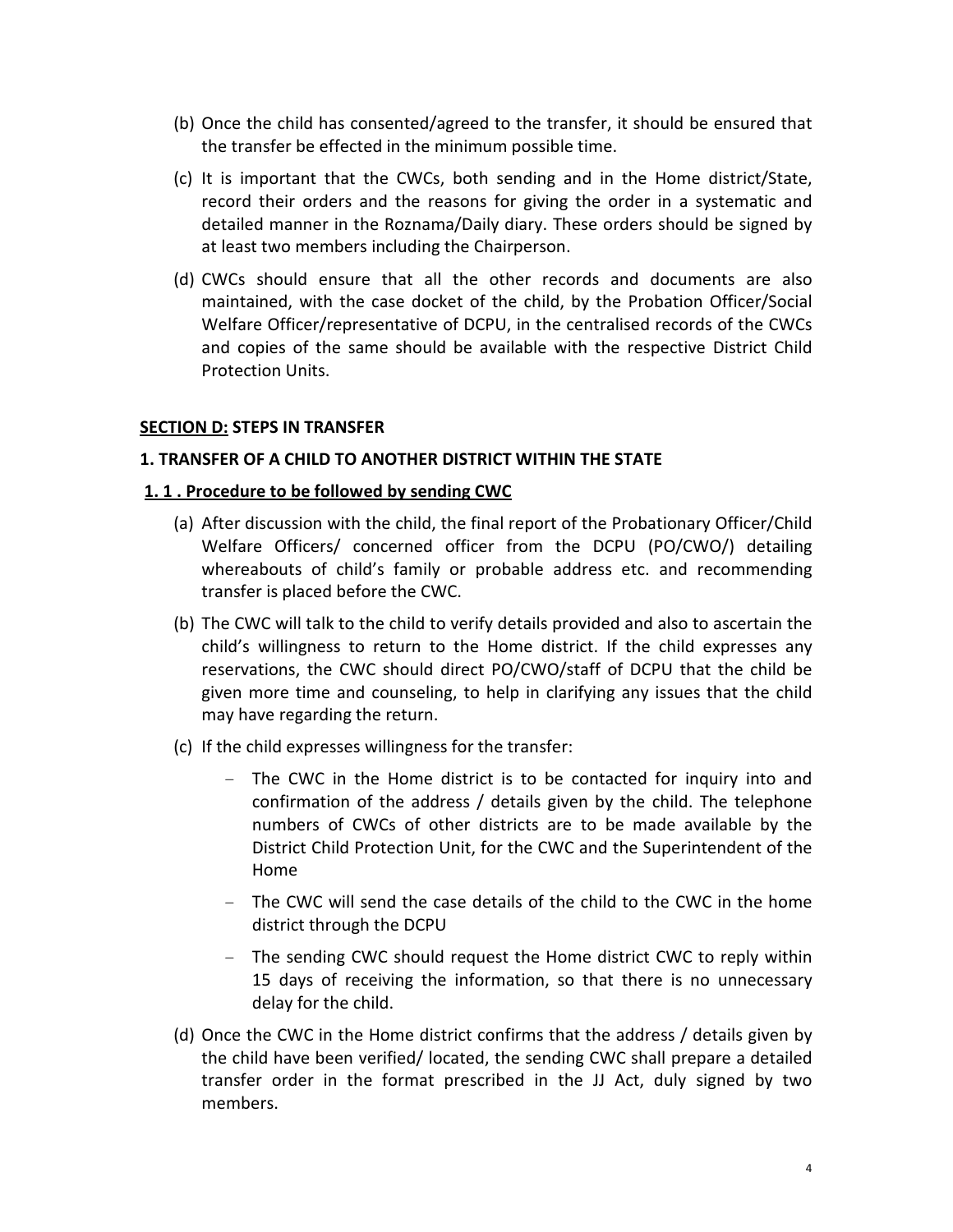(b) Once the child has consented/agreed to the transfer, it should be ensured that the transfer be effected in the minimum possible time.

(c) It is important that the CWCs, both sending and in the Home district/State, record their orders and the reasons for giving the order in a systematic and detailed manner in the Roznama/Daily diary. These orders should be signed by at least two members including the Chairperson.

(d) CWCs should ensure that all the other records and documents are also maintained, with the case docket of the child, by the Probation Officer/Social Welfare Officer/representative of DCPU, in the centralised records of the CWCs and copies of the same should be available with the respective District Child Protection Units.

## <u>SECTION D:</u> STEPS IN TRANSFER

### 1. TRANSFER OF A CHILD TO ANOTHER DISTRICT WITHIN THE STATE

#### <u>1. 1 . Procedure to be followed by sending CWC</u>

(a) After discussion with the child, the final report of the Probationary Officer/Child Welfare Officers/ concerned officer from the DCPU (PO/CWO/) detailing whereabouts of child's family or probable address etc. and recommending transfer is placed before the CWC.

(b) The CWC will talk to the child to verify details provided and also to ascertain the child's willingness to return to the Home district. If the child expresses any reservations, the CWC should direct PO/CWO/staff of DCPU that the child be given more time and counseling, to help in clarifying any issues that the child may have regarding the return.

(c) If the child expresses willingness for the transfer:

- The CWC in the Home district is to be contacted for inquiry into and confirmation of the address / details given by the child. The telephone numbers of CWCs of other districts are to be made available by the District Child Protection Unit, for the CWC and the Superintendent of the Home
- The CWC will send the case details of the child to the CWC in the home district through the DCPU
- The sending CWC should request the Home district CWC to reply within 15 days of receiving the information, so that there is no unnecessary delay for the child.

(d) Once the CWC in the Home district confirms that the address / details given by the child have been verified/ located, the sending CWC shall prepare a detailed transfer order in the format prescribed in the JJ Act, duly signed by two members.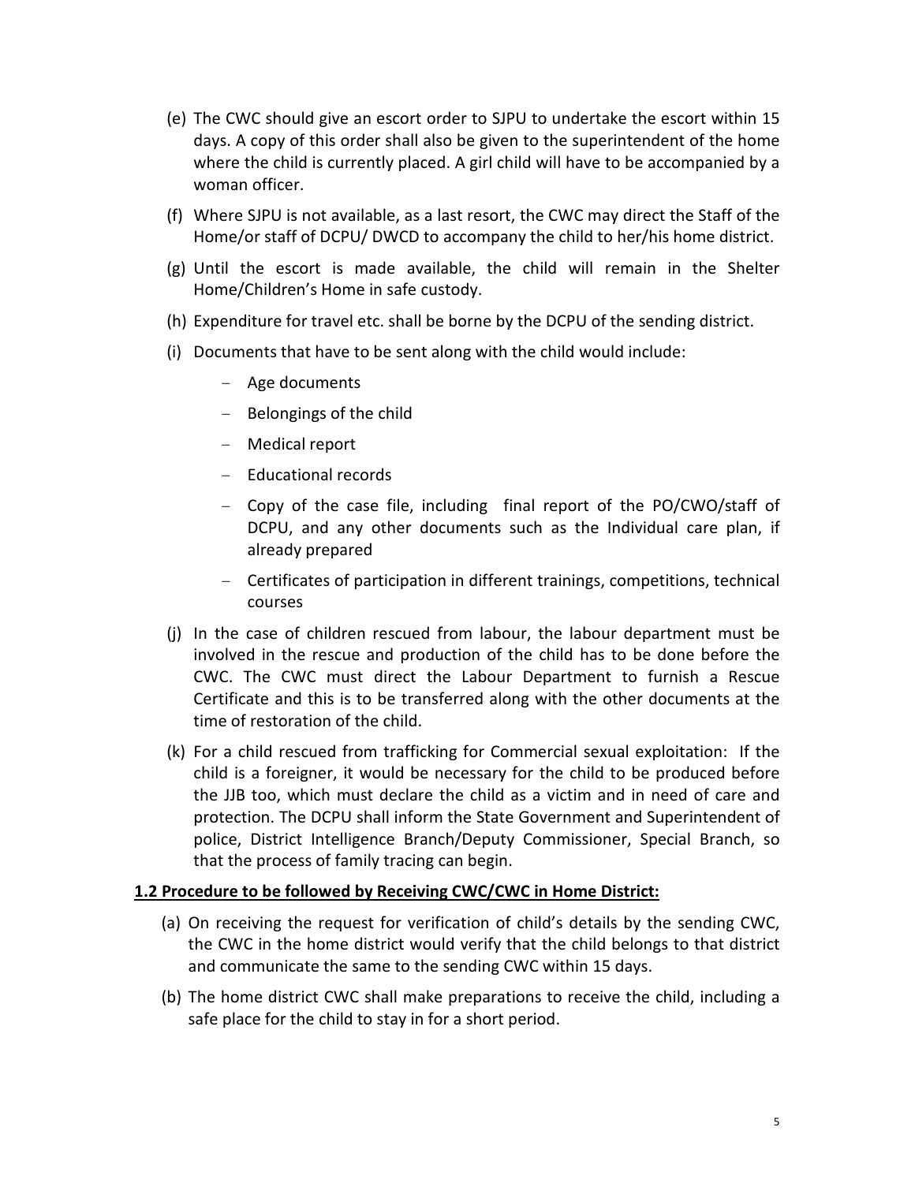(e) The CWC should give an escort order to SJPU to undertake the escort within 15 days. A copy of this order shall also be given to the superintendent of the home where the child is currently placed. A girl child will have to be accompanied by a woman officer.

(f) Where SJPU is not available, as a last resort, the CWC may direct the Staff of the Home/or staff of DCPU/ DWCD to accompany the child to her/his home district.

(g) Until the escort is made available, the child will remain in the Shelter Home/Children's Home in safe custody.

(h) Expenditure for travel etc. shall be borne by the DCPU of the sending district.

(i) Documents that have to be sent along with the child would include:

- Age documents
- Belongings of the child
- Medical report
- Educational records
- Copy of the case file, including final report of the PO/CWO/staff of DCPU, and any other documents such as the Individual care plan, if already prepared
- Certificates of participation in different trainings, competitions, technical courses

(j) In the case of children rescued from labour, the labour department must be involved in the rescue and production of the child has to be done before the CWC. The CWC must direct the Labour Department to furnish a Rescue Certificate and this is to be transferred along with the other documents at the time of restoration of the child.

(k) For a child rescued from trafficking for Commercial sexual exploitation: If the child is a foreigner, it would be necessary for the child to be produced before the JJB too, which must declare the child as a victim and in need of care and protection. The DCPU shall inform the State Government and Superintendent of police, District Intelligence Branch/Deputy Commissioner, Special Branch, so that the process of family tracing can begin.

### 1.2 Procedure to be followed by Receiving CWC/CWC in Home District:

(a) On receiving the request for verification of child's details by the sending CWC, the CWC in the home district would verify that the child belongs to that district and communicate the same to the sending CWC within 15 days.

(b) The home district CWC shall make preparations to receive the child, including a safe place for the child to stay in for a short period.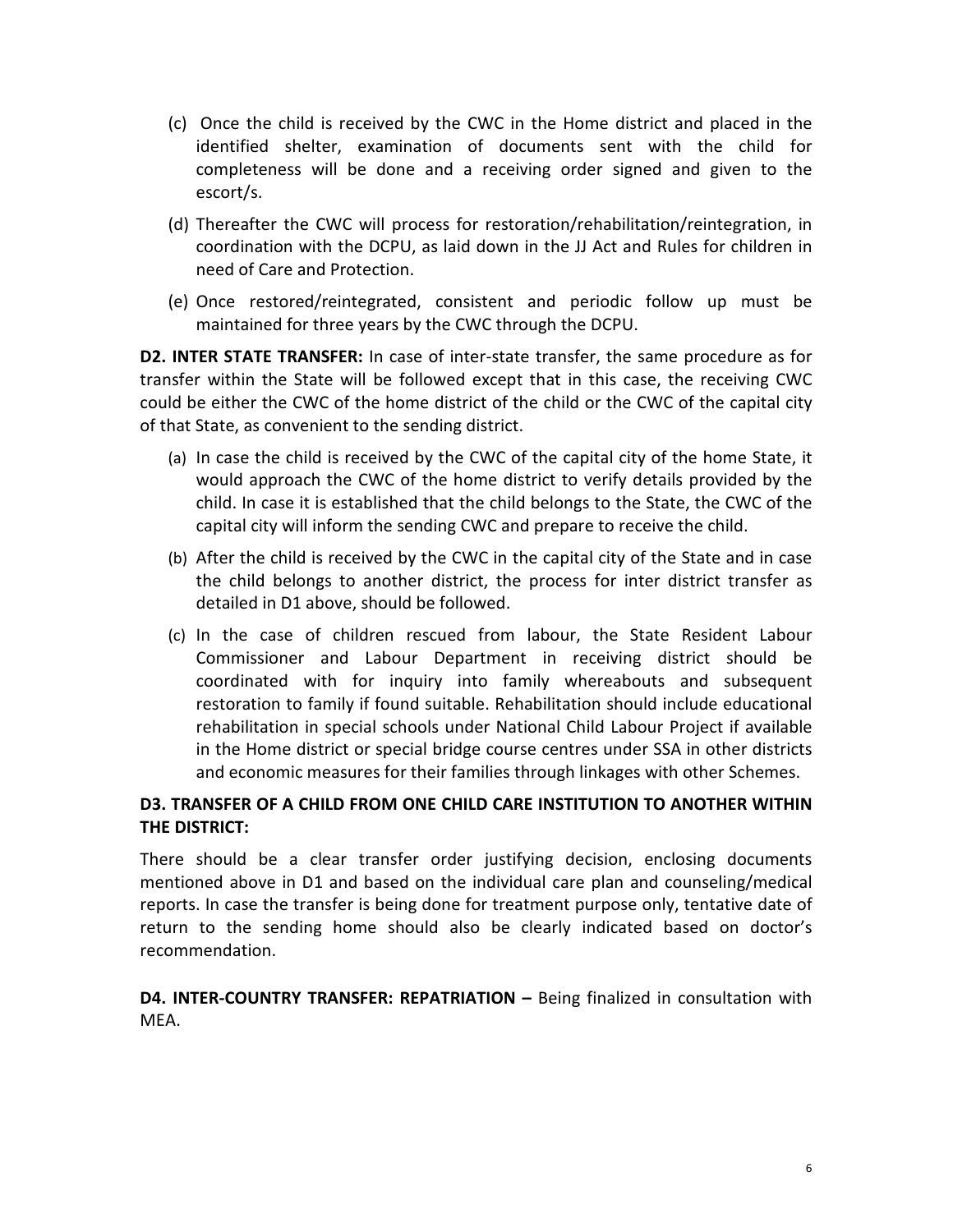(c) Once the child is received by the CWC in the Home district and placed in the identified shelter, examination of documents sent with the child for completeness will be done and a receiving order signed and given to the escort/s.

(d) Thereafter the CWC will process for restoration/rehabilitation/reintegration, in coordination with the DCPU, as laid down in the JJ Act and Rules for children in need of Care and Protection.

(e) Once restored/reintegrated, consistent and periodic follow up must be maintained for three years by the CWC through the DCPU.

**D2. INTER STATE TRANSFER:** In case of inter-state transfer, the same procedure as for transfer within the State will be followed except that in this case, the receiving CWC could be either the CWC of the home district of the child or the CWC of the capital city of that State, as convenient to the sending district.

(a) In case the child is received by the CWC of the capital city of the home State, it would approach the CWC of the home district to verify details provided by the child. In case it is established that the child belongs to the State, the CWC of the capital city will inform the sending CWC and prepare to receive the child.

(b) After the child is received by the CWC in the capital city of the State and in case the child belongs to another district, the process for inter district transfer as detailed in D1 above, should be followed.

(c) In the case of children rescued from labour, the State Resident Labour Commissioner and Labour Department in receiving district should be coordinated with for inquiry into family whereabouts and subsequent restoration to family if found suitable. Rehabilitation should include educational rehabilitation in special schools under National Child Labour Project if available in the Home district or special bridge course centres under SSA in other districts and economic measures for their families through linkages with other Schemes.

**D3. TRANSFER OF A CHILD FROM ONE CHILD CARE INSTITUTION TO ANOTHER WITHIN THE DISTRICT:**

There should be a clear transfer order justifying decision, enclosing documents mentioned above in D1 and based on the individual care plan and counseling/medical reports. In case the transfer is being done for treatment purpose only, tentative date of return to the sending home should also be clearly indicated based on doctor's recommendation.

**D4. INTER-COUNTRY TRANSFER: REPATRIATION –** Being finalized in consultation with MEA.